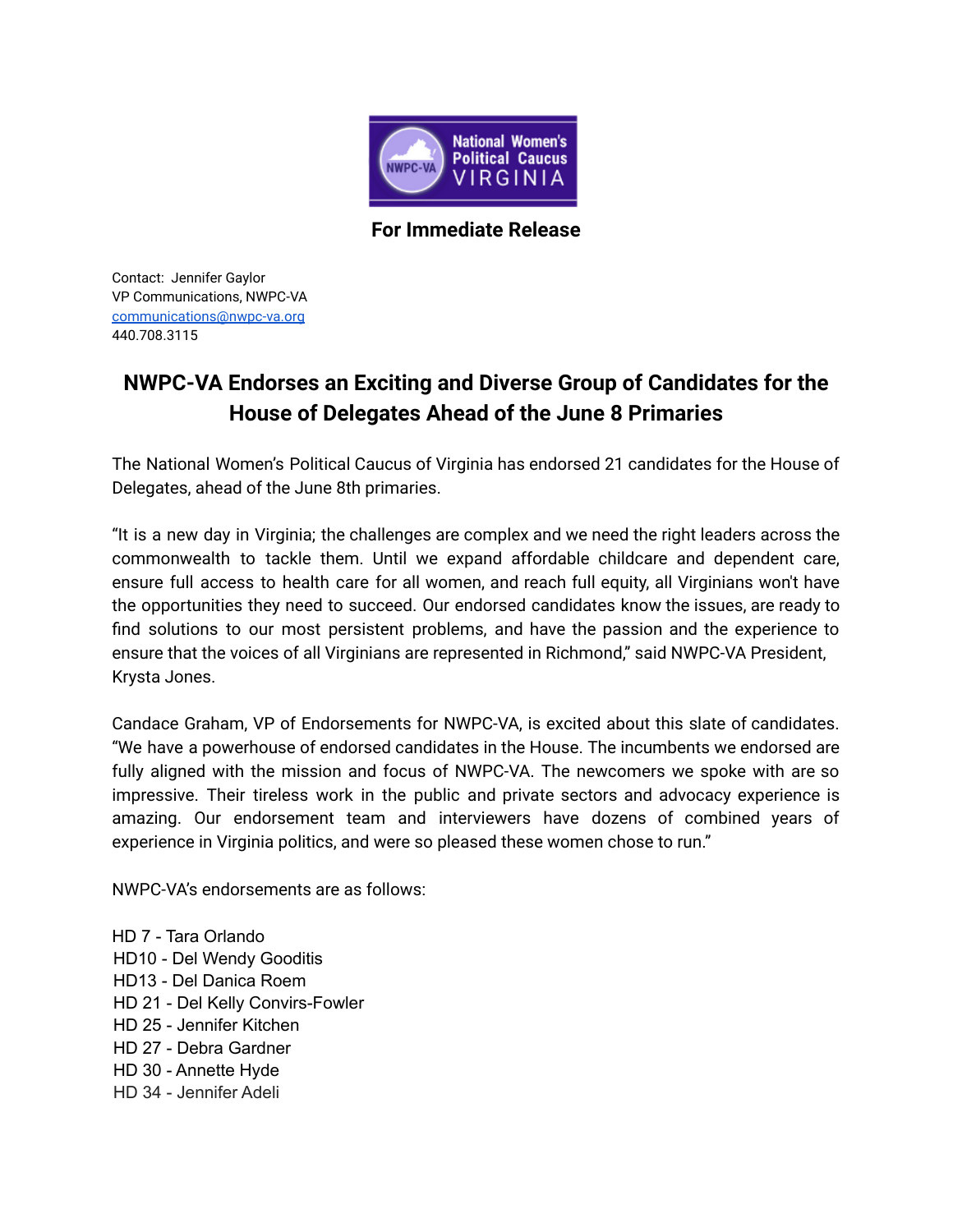National Women's Political Caucus VIRGINIA

**For Immediate Release**

Contact: Jennifer Gaylor
VP Communications, NWPC-VA
communications@nwpc-va.org
440.708.3115

# NWPC-VA Endorses an Exciting and Diverse Group of Candidates for the House of Delegates Ahead of the June 8 Primaries

The National Women's Political Caucus of Virginia has endorsed 21 candidates for the House of Delegates, ahead of the June 8th primaries.

"It is a new day in Virginia; the challenges are complex and we need the right leaders across the commonwealth to tackle them. Until we expand affordable childcare and dependent care, ensure full access to health care for all women, and reach full equity, all Virginians won't have the opportunities they need to succeed. Our endorsed candidates know the issues, are ready to find solutions to our most persistent problems, and have the passion and the experience to ensure that the voices of all Virginians are represented in Richmond," said NWPC-VA President, Krysta Jones.

Candace Graham, VP of Endorsements for NWPC-VA, is excited about this slate of candidates. "We have a powerhouse of endorsed candidates in the House. The incumbents we endorsed are fully aligned with the mission and focus of NWPC-VA. The newcomers we spoke with are so impressive. Their tireless work in the public and private sectors and advocacy experience is amazing. Our endorsement team and interviewers have dozens of combined years of experience in Virginia politics, and were so pleased these women chose to run."

NWPC-VA's endorsements are as follows:

HD 7 - Tara Orlando
HD10 - Del Wendy Gooditis
HD13 - Del Danica Roem
HD 21 - Del Kelly Convirs-Fowler
HD 25 - Jennifer Kitchen
HD 27 - Debra Gardner
HD 30 - Annette Hyde
HD 34 - Jennifer Adeli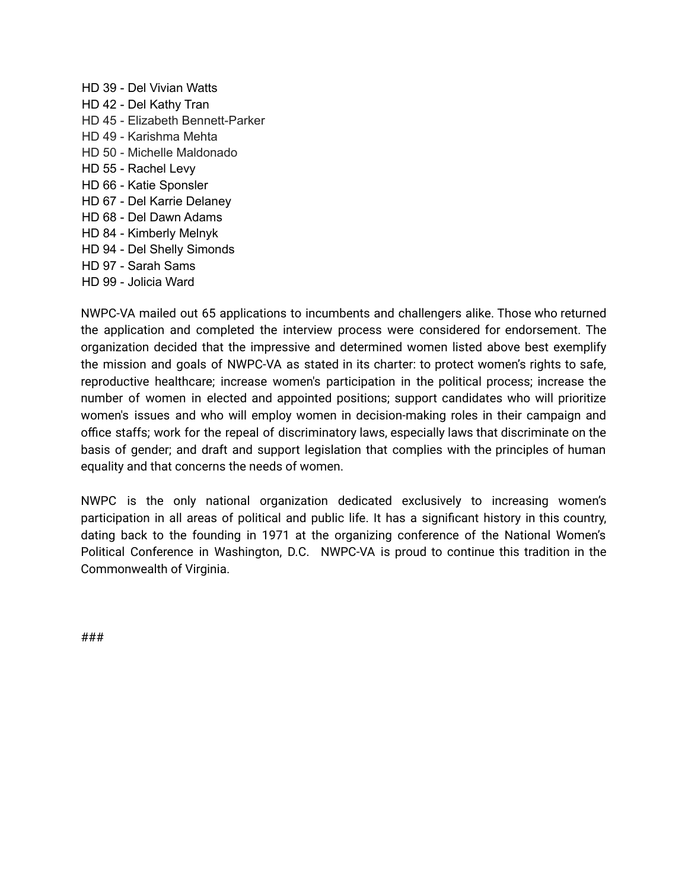HD 39 - Del Vivian Watts
HD 42 - Del Kathy Tran
HD 45 - Elizabeth Bennett-Parker
HD 49 - Karishma Mehta
HD 50 - Michelle Maldonado
HD 55 - Rachel Levy
HD 66 - Katie Sponsler
HD 67 - Del Karrie Delaney
HD 68 - Del Dawn Adams
HD 84 - Kimberly Melnyk
HD 94 - Del Shelly Simonds
HD 97 - Sarah Sams
HD 99 - Jolicia Ward

NWPC-VA mailed out 65 applications to incumbents and challengers alike. Those who returned the application and completed the interview process were considered for endorsement. The organization decided that the impressive and determined women listed above best exemplify the mission and goals of NWPC-VA as stated in its charter: to protect women's rights to safe, reproductive healthcare; increase women's participation in the political process; increase the number of women in elected and appointed positions; support candidates who will prioritize women's issues and who will employ women in decision-making roles in their campaign and office staffs; work for the repeal of discriminatory laws, especially laws that discriminate on the basis of gender; and draft and support legislation that complies with the principles of human equality and that concerns the needs of women.

NWPC is the only national organization dedicated exclusively to increasing women's participation in all areas of political and public life. It has a significant history in this country, dating back to the founding in 1971 at the organizing conference of the National Women's Political Conference in Washington, D.C. NWPC-VA is proud to continue this tradition in the Commonwealth of Virginia.

###